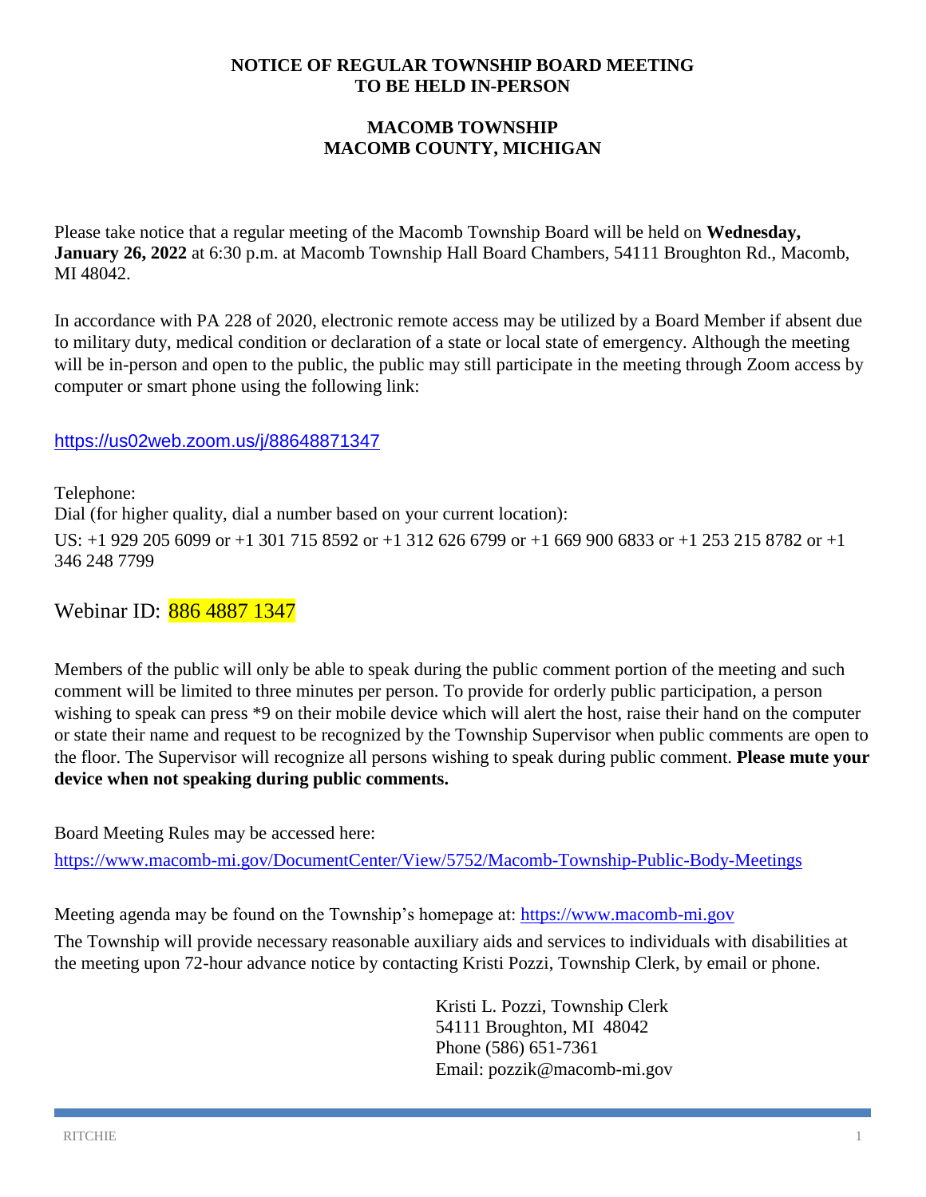**NOTICE OF REGULAR TOWNSHIP BOARD MEETING**
**TO BE HELD IN-PERSON**

**MACOMB TOWNSHIP**
**MACOMB COUNTY, MICHIGAN**

Please take notice that a regular meeting of the Macomb Township Board will be held on **Wednesday, January 26, 2022** at 6:30 p.m. at Macomb Township Hall Board Chambers, 54111 Broughton Rd., Macomb, MI 48042.

In accordance with PA 228 of 2020, electronic remote access may be utilized by a Board Member if absent due to military duty, medical condition or declaration of a state or local state of emergency. Although the meeting will be in-person and open to the public, the public may still participate in the meeting through Zoom access by computer or smart phone using the following link:

https://us02web.zoom.us/j/88648871347

Telephone:
Dial (for higher quality, dial a number based on your current location):
US: +1 929 205 6099 or +1 301 715 8592 or +1 312 626 6799 or +1 669 900 6833 or +1 253 215 8782 or +1 346 248 7799

Webinar ID: 886 4887 1347

Members of the public will only be able to speak during the public comment portion of the meeting and such comment will be limited to three minutes per person. To provide for orderly public participation, a person wishing to speak can press *9 on their mobile device which will alert the host, raise their hand on the computer or state their name and request to be recognized by the Township Supervisor when public comments are open to the floor. The Supervisor will recognize all persons wishing to speak during public comment. **Please mute your device when not speaking during public comments.**

Board Meeting Rules may be accessed here:
https://www.macomb-mi.gov/DocumentCenter/View/5752/Macomb-Township-Public-Body-Meetings

Meeting agenda may be found on the Township's homepage at: https://www.macomb-mi.gov

The Township will provide necessary reasonable auxiliary aids and services to individuals with disabilities at the meeting upon 72-hour advance notice by contacting Kristi Pozzi, Township Clerk, by email or phone.

Kristi L. Pozzi, Township Clerk
54111 Broughton, MI 48042
Phone (586) 651-7361
Email: pozzik@macomb-mi.gov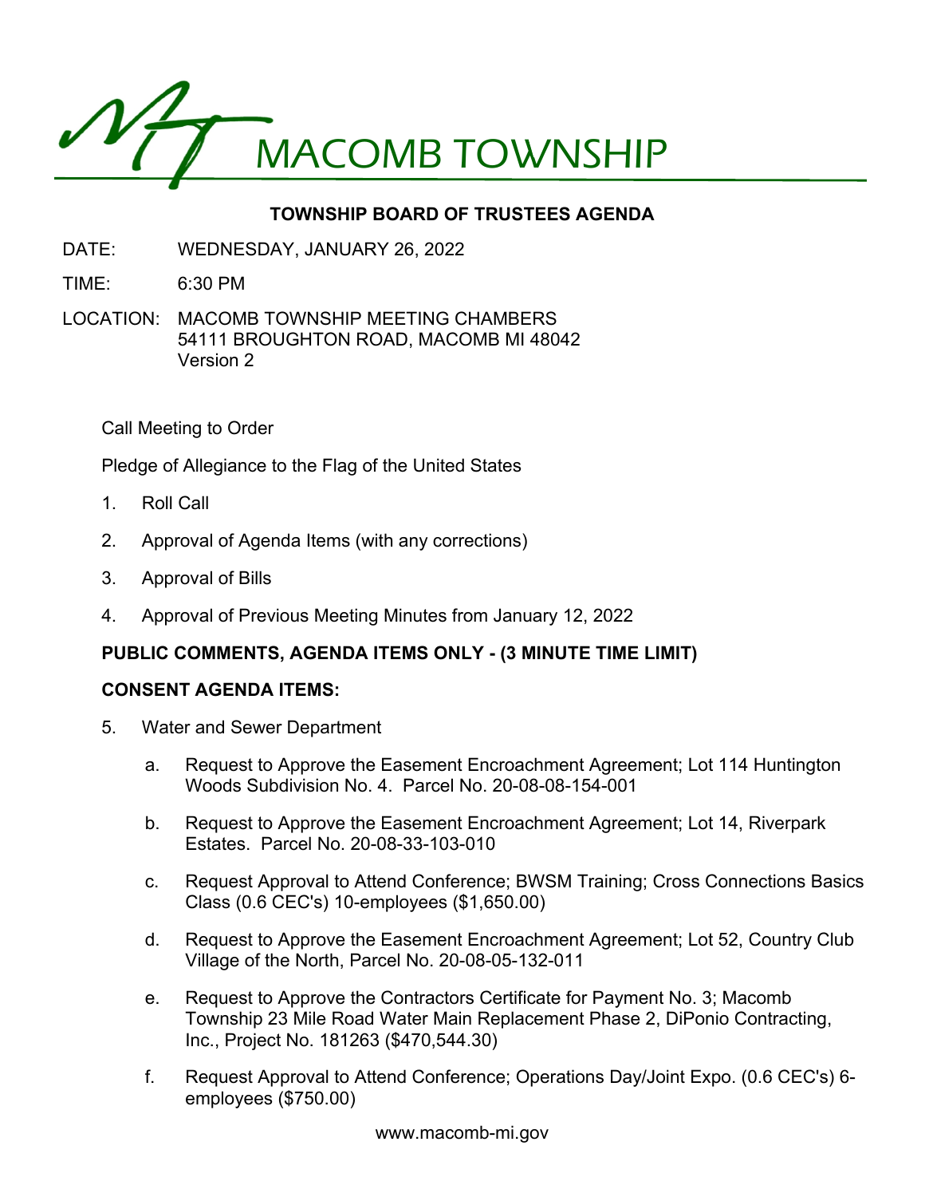# MACOMB TOWNSHIP

**TOWNSHIP BOARD OF TRUSTEES AGENDA**

DATE: WEDNESDAY, JANUARY 26, 2022

TIME: 6:30 PM

LOCATION: MACOMB TOWNSHIP MEETING CHAMBERS
54111 BROUGHTON ROAD, MACOMB MI 48042
Version 2

Call Meeting to Order

Pledge of Allegiance to the Flag of the United States

1. Roll Call
2. Approval of Agenda Items (with any corrections)
3. Approval of Bills
4. Approval of Previous Meeting Minutes from January 12, 2022

**PUBLIC COMMENTS, AGENDA ITEMS ONLY - (3 MINUTE TIME LIMIT)**

**CONSENT AGENDA ITEMS:**

5. Water and Sewer Department
   a. Request to Approve the Easement Encroachment Agreement; Lot 114 Huntington Woods Subdivision No. 4. Parcel No. 20-08-08-154-001
   b. Request to Approve the Easement Encroachment Agreement; Lot 14, Riverpark Estates. Parcel No. 20-08-33-103-010
   c. Request Approval to Attend Conference; BWSM Training; Cross Connections Basics Class (0.6 CEC's) 10-employees ($1,650.00)
   d. Request to Approve the Easement Encroachment Agreement; Lot 52, Country Club Village of the North, Parcel No. 20-08-05-132-011
   e. Request to Approve the Contractors Certificate for Payment No. 3; Macomb Township 23 Mile Road Water Main Replacement Phase 2, DiPonio Contracting, Inc., Project No. 181263 ($470,544.30)
   f. Request Approval to Attend Conference; Operations Day/Joint Expo. (0.6 CEC's) 6-employees ($750.00)

www.macomb-mi.gov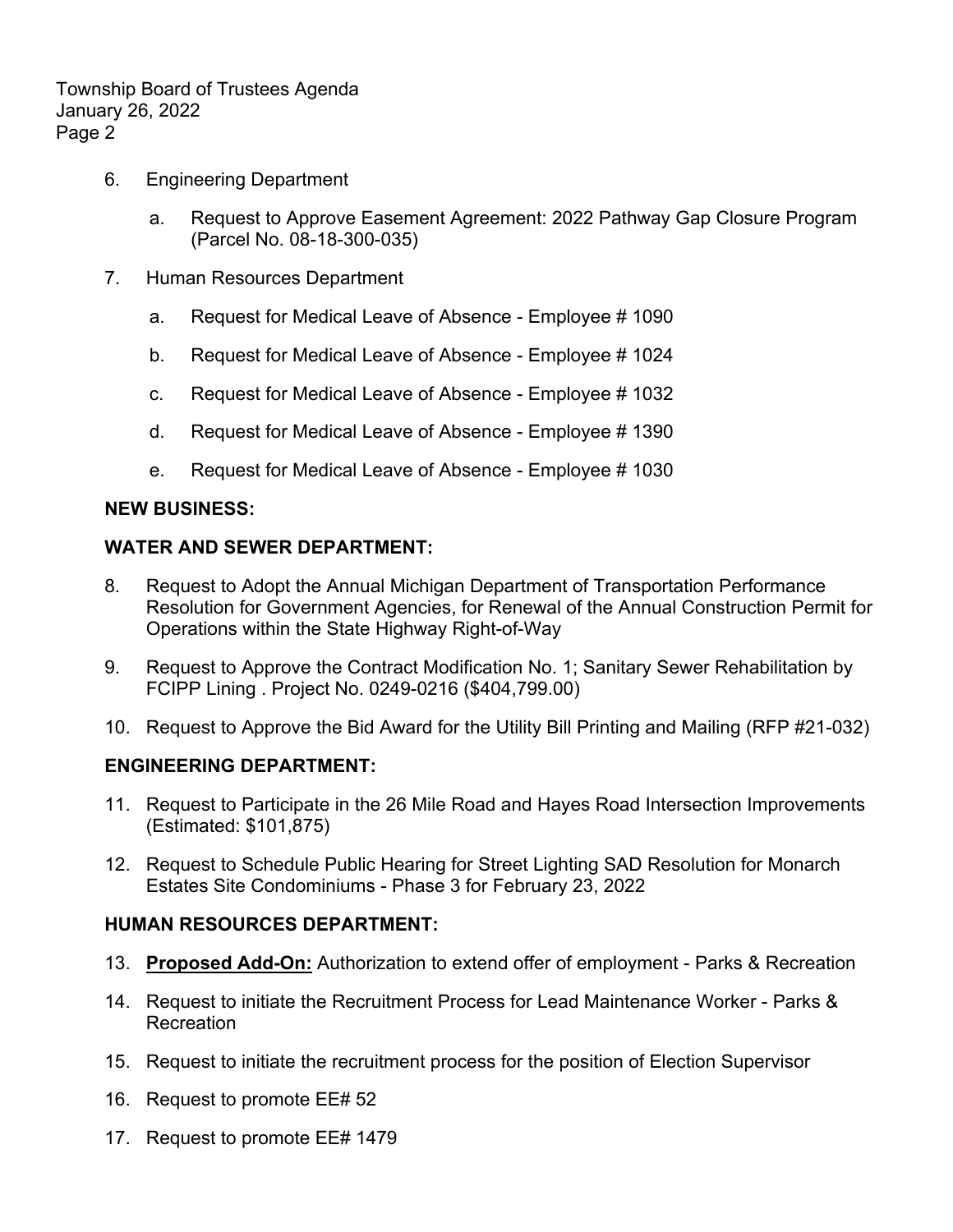6. Engineering Department

   a. Request to Approve Easement Agreement: 2022 Pathway Gap Closure Program (Parcel No. 08-18-300-035)

7. Human Resources Department

   a. Request for Medical Leave of Absence - Employee # 1090

   b. Request for Medical Leave of Absence - Employee # 1024

   c. Request for Medical Leave of Absence - Employee # 1032

   d. Request for Medical Leave of Absence - Employee # 1390

   e. Request for Medical Leave of Absence - Employee # 1030

**NEW BUSINESS:**

**WATER AND SEWER DEPARTMENT:**

8. Request to Adopt the Annual Michigan Department of Transportation Performance Resolution for Government Agencies, for Renewal of the Annual Construction Permit for Operations within the State Highway Right-of-Way

9. Request to Approve the Contract Modification No. 1; Sanitary Sewer Rehabilitation by FCIPP Lining . Project No. 0249-0216 ($404,799.00)

10. Request to Approve the Bid Award for the Utility Bill Printing and Mailing (RFP #21-032)

**ENGINEERING DEPARTMENT:**

11. Request to Participate in the 26 Mile Road and Hayes Road Intersection Improvements (Estimated: $101,875)

12. Request to Schedule Public Hearing for Street Lighting SAD Resolution for Monarch Estates Site Condominiums - Phase 3 for February 23, 2022

**HUMAN RESOURCES DEPARTMENT:**

13. **Proposed Add-On:** Authorization to extend offer of employment - Parks & Recreation

14. Request to initiate the Recruitment Process for Lead Maintenance Worker - Parks & Recreation

15. Request to initiate the recruitment process for the position of Election Supervisor

16. Request to promote EE# 52

17. Request to promote EE# 1479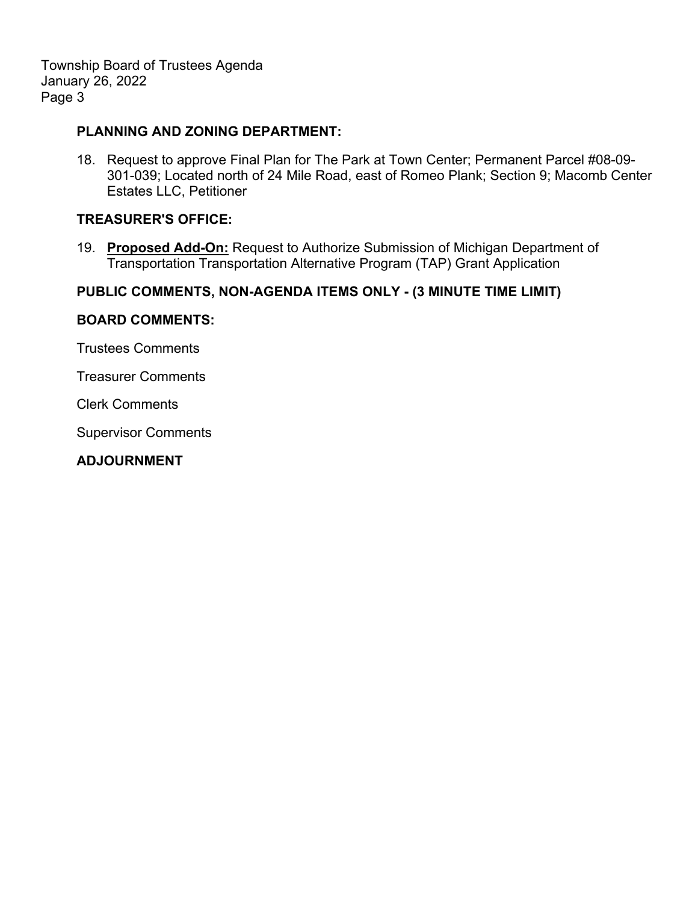## PLANNING AND ZONING DEPARTMENT:

18. Request to approve Final Plan for The Park at Town Center; Permanent Parcel #08-09-301-039; Located north of 24 Mile Road, east of Romeo Plank; Section 9; Macomb Center Estates LLC, Petitioner

## TREASURER'S OFFICE:

19. **Proposed Add-On:** Request to Authorize Submission of Michigan Department of Transportation Transportation Alternative Program (TAP) Grant Application

## PUBLIC COMMENTS, NON-AGENDA ITEMS ONLY - (3 MINUTE TIME LIMIT)

## BOARD COMMENTS:

Trustees Comments

Treasurer Comments

Clerk Comments

Supervisor Comments

## ADJOURNMENT